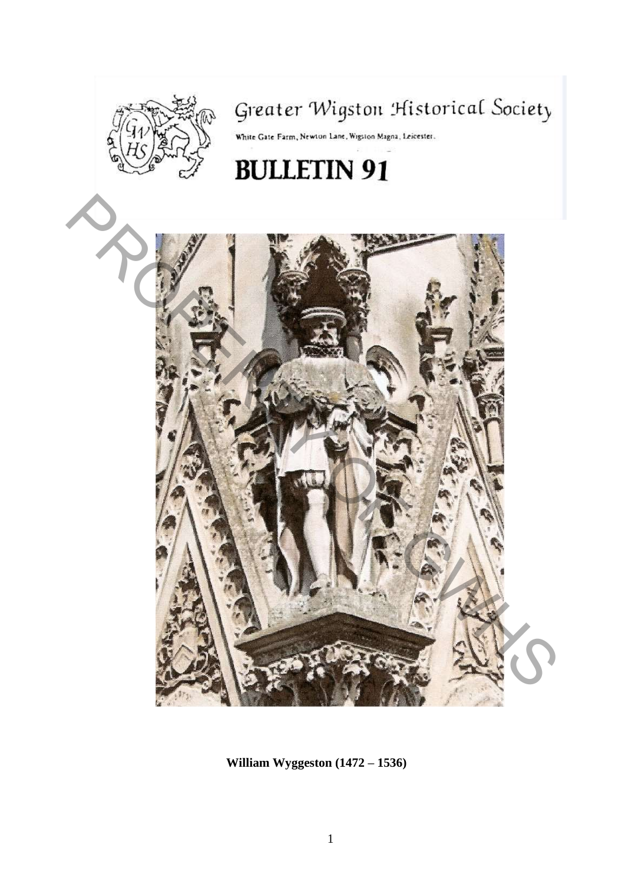Greater Wigston Historical Society

White Gate Farm, Newton Lane, Wigston Magna, Leicester.

# BULLETIN 91

**William Wyggeston (1472 – 1536)**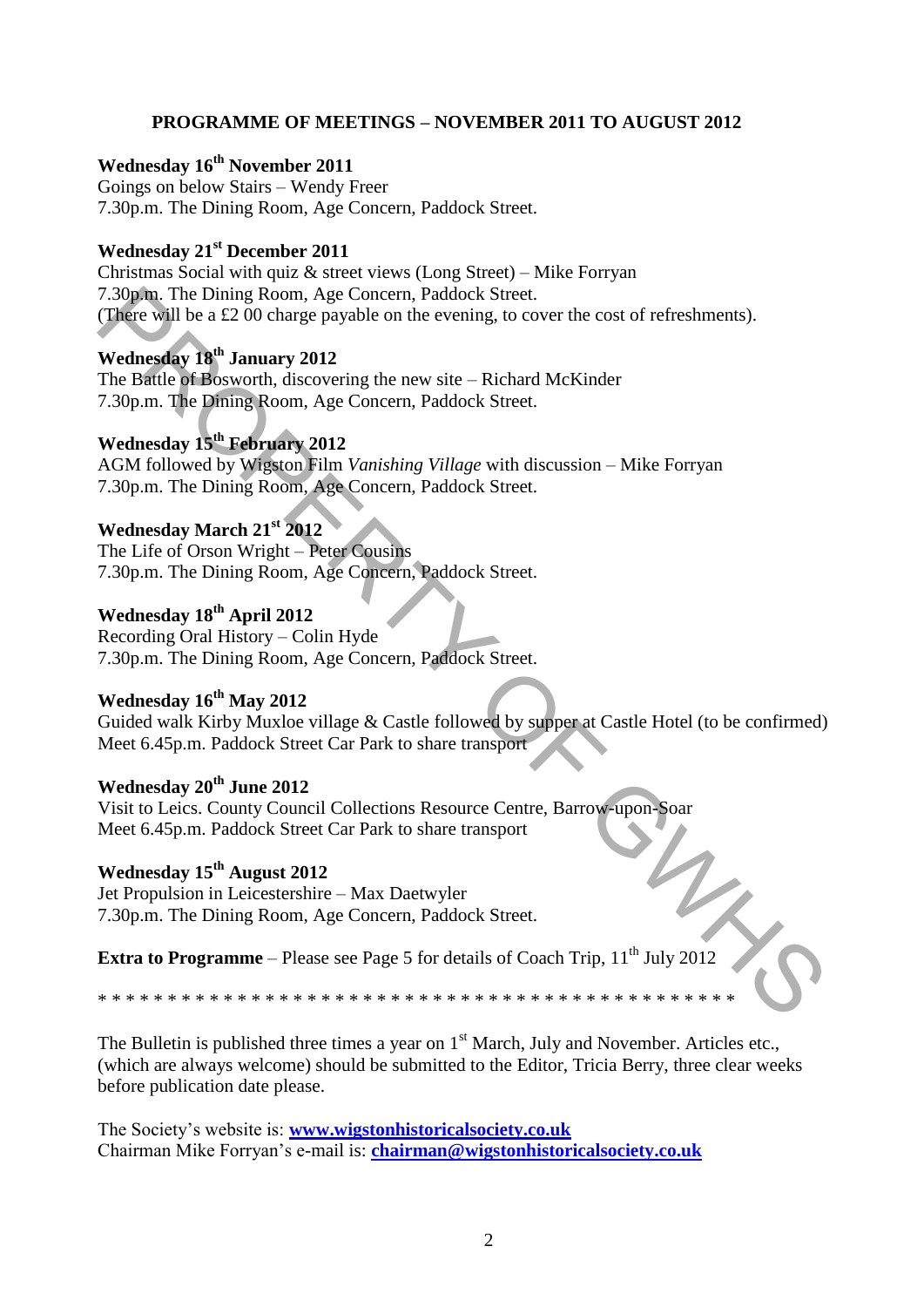## PROGRAMME OF MEETINGS – NOVEMBER 2011 TO AUGUST 2012

**Wednesday 16th November 2011**
Goings on below Stairs – Wendy Freer
7.30p.m. The Dining Room, Age Concern, Paddock Street.

**Wednesday 21st December 2011**
Christmas Social with quiz & street views (Long Street) – Mike Forryan
7.30p.m. The Dining Room, Age Concern, Paddock Street.
(There will be a £2 00 charge payable on the evening, to cover the cost of refreshments).

**Wednesday 18th January 2012**
The Battle of Bosworth, discovering the new site – Richard McKinder
7.30p.m. The Dining Room, Age Concern, Paddock Street.

**Wednesday 15th February 2012**
AGM followed by Wigston Film *Vanishing Village* with discussion – Mike Forryan
7.30p.m. The Dining Room, Age Concern, Paddock Street.

**Wednesday March 21st 2012**
The Life of Orson Wright – Peter Cousins
7.30p.m. The Dining Room, Age Concern, Paddock Street.

**Wednesday 18th April 2012**
Recording Oral History – Colin Hyde
7.30p.m. The Dining Room, Age Concern, Paddock Street.

**Wednesday 16th May 2012**
Guided walk Kirby Muxloe village & Castle followed by supper at Castle Hotel (to be confirmed)
Meet 6.45p.m. Paddock Street Car Park to share transport

**Wednesday 20th June 2012**
Visit to Leics. County Council Collections Resource Centre, Barrow-upon-Soar
Meet 6.45p.m. Paddock Street Car Park to share transport

**Wednesday 15th August 2012**
Jet Propulsion in Leicestershire – Max Daetwyler
7.30p.m. The Dining Room, Age Concern, Paddock Street.

**Extra to Programme** – Please see Page 5 for details of Coach Trip, 11th July 2012

* * * * * * * * * * * * * * * * * * * * * * * * * * * * * * * * * * * * * * * * * * * * * * *

The Bulletin is published three times a year on 1st March, July and November. Articles etc., (which are always welcome) should be submitted to the Editor, Tricia Berry, three clear weeks before publication date please.

The Society's website is: **www.wigstonhistoricalsociety.co.uk**
Chairman Mike Forryan's e-mail is: **chairman@wigstonhistoricalsociety.co.uk**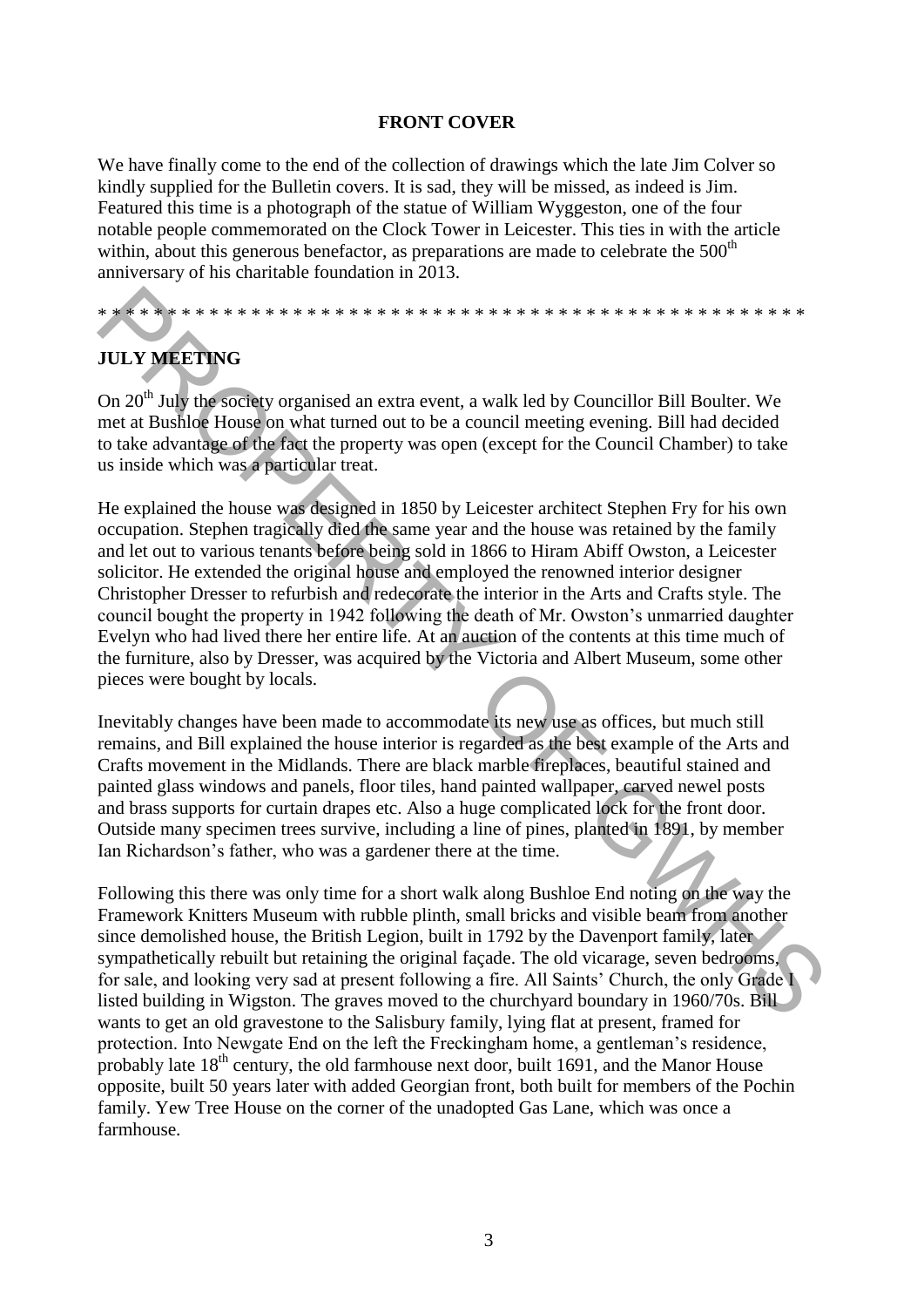## FRONT COVER

We have finally come to the end of the collection of drawings which the late Jim Colver so kindly supplied for the Bulletin covers. It is sad, they will be missed, as indeed is Jim. Featured this time is a photograph of the statue of William Wyggeston, one of the four notable people commemorated on the Clock Tower in Leicester. This ties in with the article within, about this generous benefactor, as preparations are made to celebrate the 500th anniversary of his charitable foundation in 2013.

* * * * * * * * * * * * * * * * * * * * * * * * * * * * * * * * * * * * * * * * * * * * * * * * *

## JULY MEETING

On 20th July the society organised an extra event, a walk led by Councillor Bill Boulter. We met at Bushloe House on what turned out to be a council meeting evening. Bill had decided to take advantage of the fact the property was open (except for the Council Chamber) to take us inside which was a particular treat.

He explained the house was designed in 1850 by Leicester architect Stephen Fry for his own occupation. Stephen tragically died the same year and the house was retained by the family and let out to various tenants before being sold in 1866 to Hiram Abiff Owston, a Leicester solicitor. He extended the original house and employed the renowned interior designer Christopher Dresser to refurbish and redecorate the interior in the Arts and Crafts style. The council bought the property in 1942 following the death of Mr. Owston's unmarried daughter Evelyn who had lived there her entire life. At an auction of the contents at this time much of the furniture, also by Dresser, was acquired by the Victoria and Albert Museum, some other pieces were bought by locals.

Inevitably changes have been made to accommodate its new use as offices, but much still remains, and Bill explained the house interior is regarded as the best example of the Arts and Crafts movement in the Midlands. There are black marble fireplaces, beautiful stained and painted glass windows and panels, floor tiles, hand painted wallpaper, carved newel posts and brass supports for curtain drapes etc. Also a huge complicated lock for the front door. Outside many specimen trees survive, including a line of pines, planted in 1891, by member Ian Richardson's father, who was a gardener there at the time.

Following this there was only time for a short walk along Bushloe End noting on the way the Framework Knitters Museum with rubble plinth, small bricks and visible beam from another since demolished house, the British Legion, built in 1792 by the Davenport family, later sympathetically rebuilt but retaining the original façade. The old vicarage, seven bedrooms, for sale, and looking very sad at present following a fire. All Saints' Church, the only Grade I listed building in Wigston. The graves moved to the churchyard boundary in 1960/70s. Bill wants to get an old gravestone to the Salisbury family, lying flat at present, framed for protection. Into Newgate End on the left the Freckingham home, a gentleman's residence, probably late 18th century, the old farmhouse next door, built 1691, and the Manor House opposite, built 50 years later with added Georgian front, both built for members of the Pochin family. Yew Tree House on the corner of the unadopted Gas Lane, which was once a farmhouse.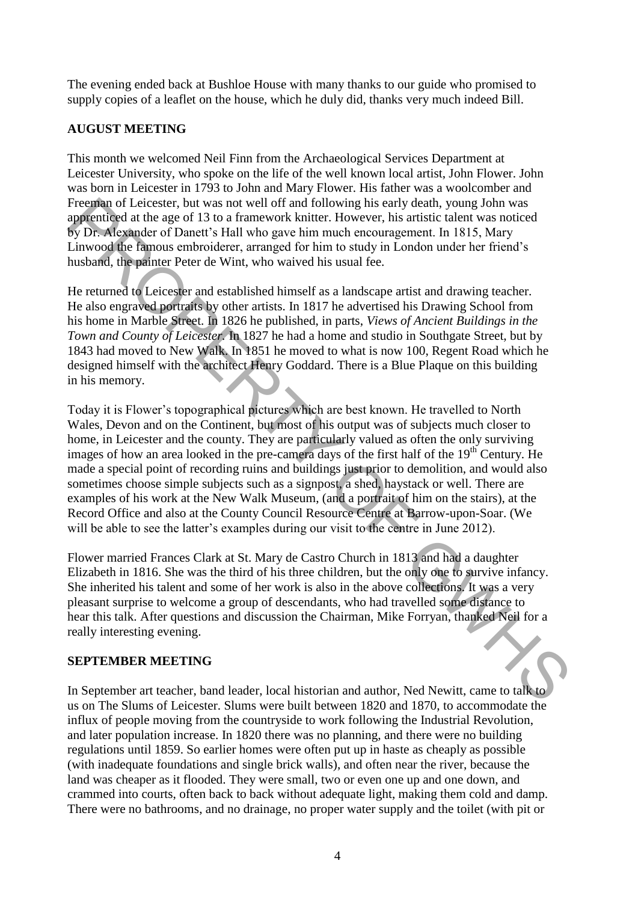The evening ended back at Bushloe House with many thanks to our guide who promised to supply copies of a leaflet on the house, which he duly did, thanks very much indeed Bill.

**AUGUST MEETING**

This month we welcomed Neil Finn from the Archaeological Services Department at Leicester University, who spoke on the life of the well known local artist, John Flower. John was born in Leicester in 1793 to John and Mary Flower. His father was a woolcomber and Freeman of Leicester, but was not well off and following his early death, young John was apprenticed at the age of 13 to a framework knitter. However, his artistic talent was noticed by Dr. Alexander of Danett's Hall who gave him much encouragement. In 1815, Mary Linwood the famous embroiderer, arranged for him to study in London under her friend's husband, the painter Peter de Wint, who waived his usual fee.

He returned to Leicester and established himself as a landscape artist and drawing teacher. He also engraved portraits by other artists. In 1817 he advertised his Drawing School from his home in Marble Street. In 1826 he published, in parts, *Views of Ancient Buildings in the Town and County of Leicester*. In 1827 he had a home and studio in Southgate Street, but by 1843 had moved to New Walk. In 1851 he moved to what is now 100, Regent Road which he designed himself with the architect Henry Goddard. There is a Blue Plaque on this building in his memory.

Today it is Flower's topographical pictures which are best known. He travelled to North Wales, Devon and on the Continent, but most of his output was of subjects much closer to home, in Leicester and the county. They are particularly valued as often the only surviving images of how an area looked in the pre-camera days of the first half of the 19th Century. He made a special point of recording ruins and buildings just prior to demolition, and would also sometimes choose simple subjects such as a signpost, a shed, haystack or well. There are examples of his work at the New Walk Museum, (and a portrait of him on the stairs), at the Record Office and also at the County Council Resource Centre at Barrow-upon-Soar. (We will be able to see the latter's examples during our visit to the centre in June 2012).

Flower married Frances Clark at St. Mary de Castro Church in 1813 and had a daughter Elizabeth in 1816. She was the third of his three children, but the only one to survive infancy. She inherited his talent and some of her work is also in the above collections. It was a very pleasant surprise to welcome a group of descendants, who had travelled some distance to hear this talk. After questions and discussion the Chairman, Mike Forryan, thanked Neil for a really interesting evening.

**SEPTEMBER MEETING**

In September art teacher, band leader, local historian and author, Ned Newitt, came to talk to us on The Slums of Leicester. Slums were built between 1820 and 1870, to accommodate the influx of people moving from the countryside to work following the Industrial Revolution, and later population increase. In 1820 there was no planning, and there were no building regulations until 1859. So earlier homes were often put up in haste as cheaply as possible (with inadequate foundations and single brick walls), and often near the river, because the land was cheaper as it flooded. They were small, two or even one up and one down, and crammed into courts, often back to back without adequate light, making them cold and damp. There were no bathrooms, and no drainage, no proper water supply and the toilet (with pit or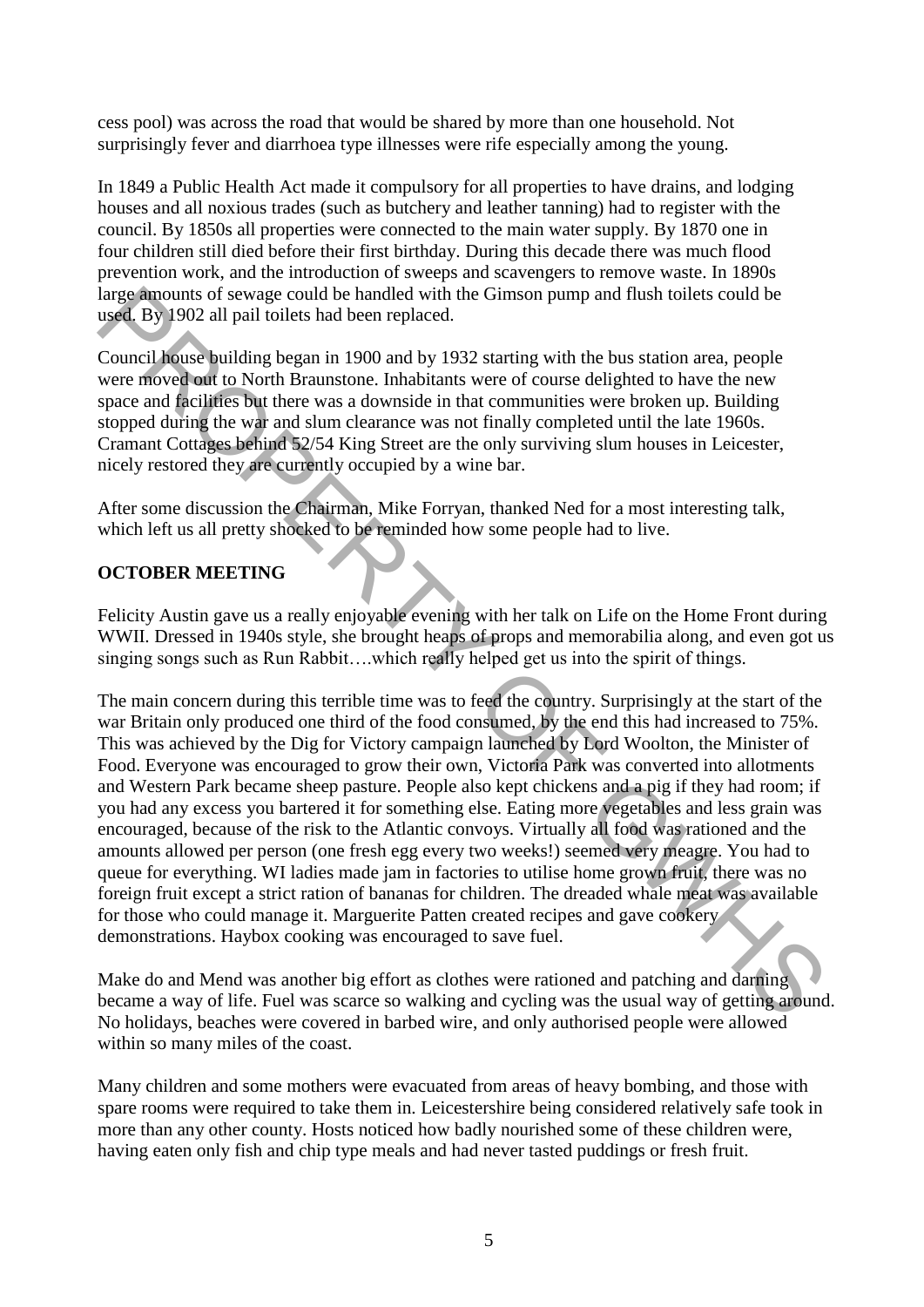cess pool) was across the road that would be shared by more than one household. Not surprisingly fever and diarrhoea type illnesses were rife especially among the young.

In 1849 a Public Health Act made it compulsory for all properties to have drains, and lodging houses and all noxious trades (such as butchery and leather tanning) had to register with the council. By 1850s all properties were connected to the main water supply. By 1870 one in four children still died before their first birthday. During this decade there was much flood prevention work, and the introduction of sweeps and scavengers to remove waste. In 1890s large amounts of sewage could be handled with the Gimson pump and flush toilets could be used. By 1902 all pail toilets had been replaced.

Council house building began in 1900 and by 1932 starting with the bus station area, people were moved out to North Braunstone. Inhabitants were of course delighted to have the new space and facilities but there was a downside in that communities were broken up. Building stopped during the war and slum clearance was not finally completed until the late 1960s. Cramant Cottages behind 52/54 King Street are the only surviving slum houses in Leicester, nicely restored they are currently occupied by a wine bar.

After some discussion the Chairman, Mike Forryan, thanked Ned for a most interesting talk, which left us all pretty shocked to be reminded how some people had to live.

**OCTOBER MEETING**

Felicity Austin gave us a really enjoyable evening with her talk on Life on the Home Front during WWII. Dressed in 1940s style, she brought heaps of props and memorabilia along, and even got us singing songs such as Run Rabbit….which really helped get us into the spirit of things.

The main concern during this terrible time was to feed the country. Surprisingly at the start of the war Britain only produced one third of the food consumed, by the end this had increased to 75%. This was achieved by the Dig for Victory campaign launched by Lord Woolton, the Minister of Food. Everyone was encouraged to grow their own, Victoria Park was converted into allotments and Western Park became sheep pasture. People also kept chickens and a pig if they had room; if you had any excess you bartered it for something else. Eating more vegetables and less grain was encouraged, because of the risk to the Atlantic convoys. Virtually all food was rationed and the amounts allowed per person (one fresh egg every two weeks!) seemed very meagre. You had to queue for everything. WI ladies made jam in factories to utilise home grown fruit, there was no foreign fruit except a strict ration of bananas for children. The dreaded whale meat was available for those who could manage it. Marguerite Patten created recipes and gave cookery demonstrations. Haybox cooking was encouraged to save fuel.

Make do and Mend was another big effort as clothes were rationed and patching and darning became a way of life. Fuel was scarce so walking and cycling was the usual way of getting around. No holidays, beaches were covered in barbed wire, and only authorised people were allowed within so many miles of the coast.

Many children and some mothers were evacuated from areas of heavy bombing, and those with spare rooms were required to take them in. Leicestershire being considered relatively safe took in more than any other county. Hosts noticed how badly nourished some of these children were, having eaten only fish and chip type meals and had never tasted puddings or fresh fruit.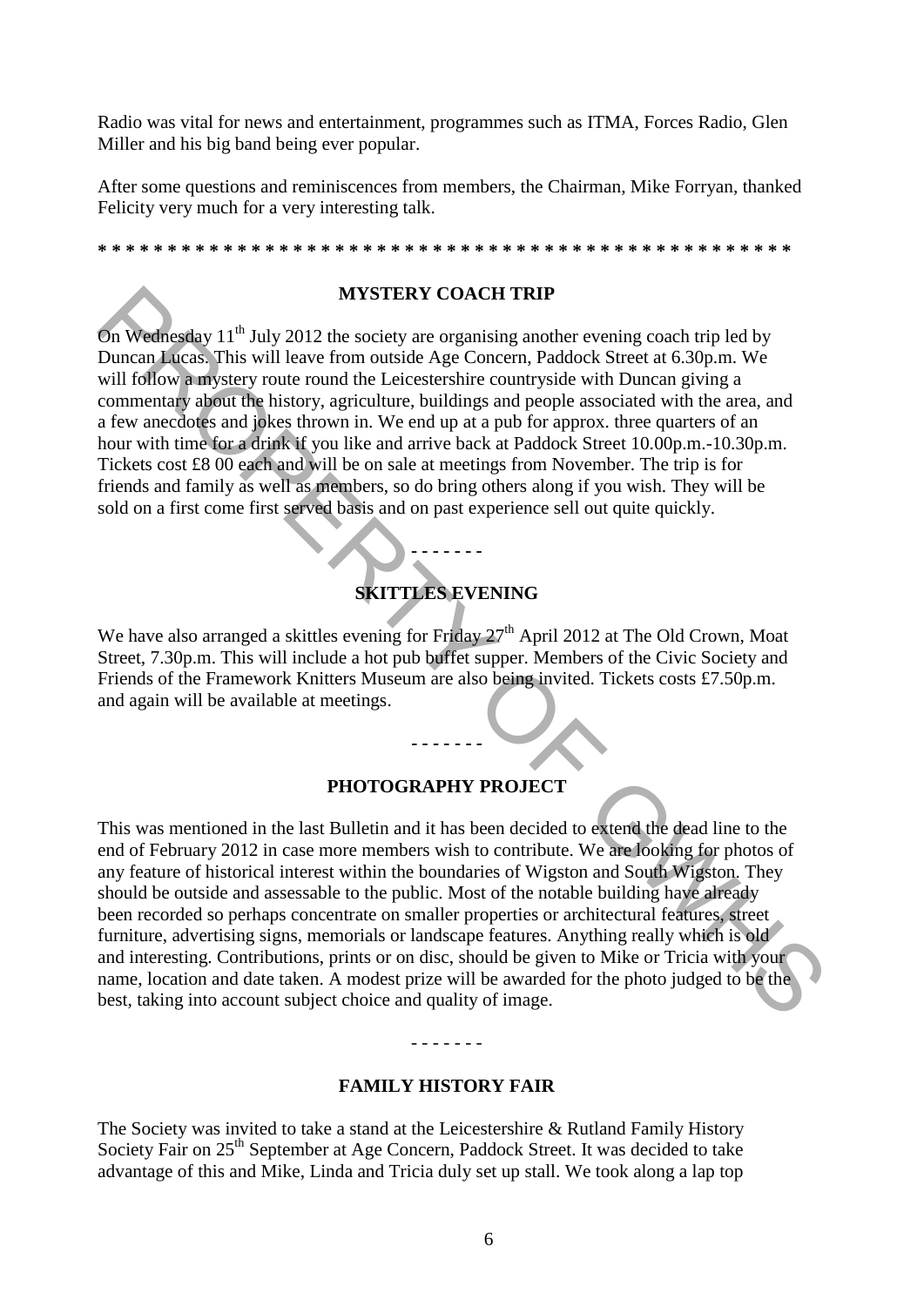Radio was vital for news and entertainment, programmes such as ITMA, Forces Radio, Glen Miller and his big band being ever popular.

After some questions and reminiscences from members, the Chairman, Mike Forryan, thanked Felicity very much for a very interesting talk.

\* \* \* \* \* \* \* \* \* \* \* \* \* \* \* \* \* \* \* \* \* \* \* \* \* \* \* \* \* \* \* \* \* \* \* \* \* \* \* \* \* \* \* \* \* \* \* \* \* \* \* \* \* \*

**MYSTERY COACH TRIP**

On Wednesday 11th July 2012 the society are organising another evening coach trip led by Duncan Lucas. This will leave from outside Age Concern, Paddock Street at 6.30p.m. We will follow a mystery route round the Leicestershire countryside with Duncan giving a commentary about the history, agriculture, buildings and people associated with the area, and a few anecdotes and jokes thrown in. We end up at a pub for approx. three quarters of an hour with time for a drink if you like and arrive back at Paddock Street 10.00p.m.-10.30p.m. Tickets cost £8 00 each and will be on sale at meetings from November. The trip is for friends and family as well as members, so do bring others along if you wish. They will be sold on a first come first served basis and on past experience sell out quite quickly.

\- - - - - - -

**SKITTLES EVENING**

We have also arranged a skittles evening for Friday 27th April 2012 at The Old Crown, Moat Street, 7.30p.m. This will include a hot pub buffet supper. Members of the Civic Society and Friends of the Framework Knitters Museum are also being invited. Tickets costs £7.50p.m. and again will be available at meetings.

\- - - - - - -

**PHOTOGRAPHY PROJECT**

This was mentioned in the last Bulletin and it has been decided to extend the dead line to the end of February 2012 in case more members wish to contribute. We are looking for photos of any feature of historical interest within the boundaries of Wigston and South Wigston. They should be outside and assessable to the public. Most of the notable building have already been recorded so perhaps concentrate on smaller properties or architectural features, street furniture, advertising signs, memorials or landscape features. Anything really which is old and interesting. Contributions, prints or on disc, should be given to Mike or Tricia with your name, location and date taken. A modest prize will be awarded for the photo judged to be the best, taking into account subject choice and quality of image.

\- - - - - - -

**FAMILY HISTORY FAIR**

The Society was invited to take a stand at the Leicestershire & Rutland Family History Society Fair on 25th September at Age Concern, Paddock Street. It was decided to take advantage of this and Mike, Linda and Tricia duly set up stall. We took along a lap top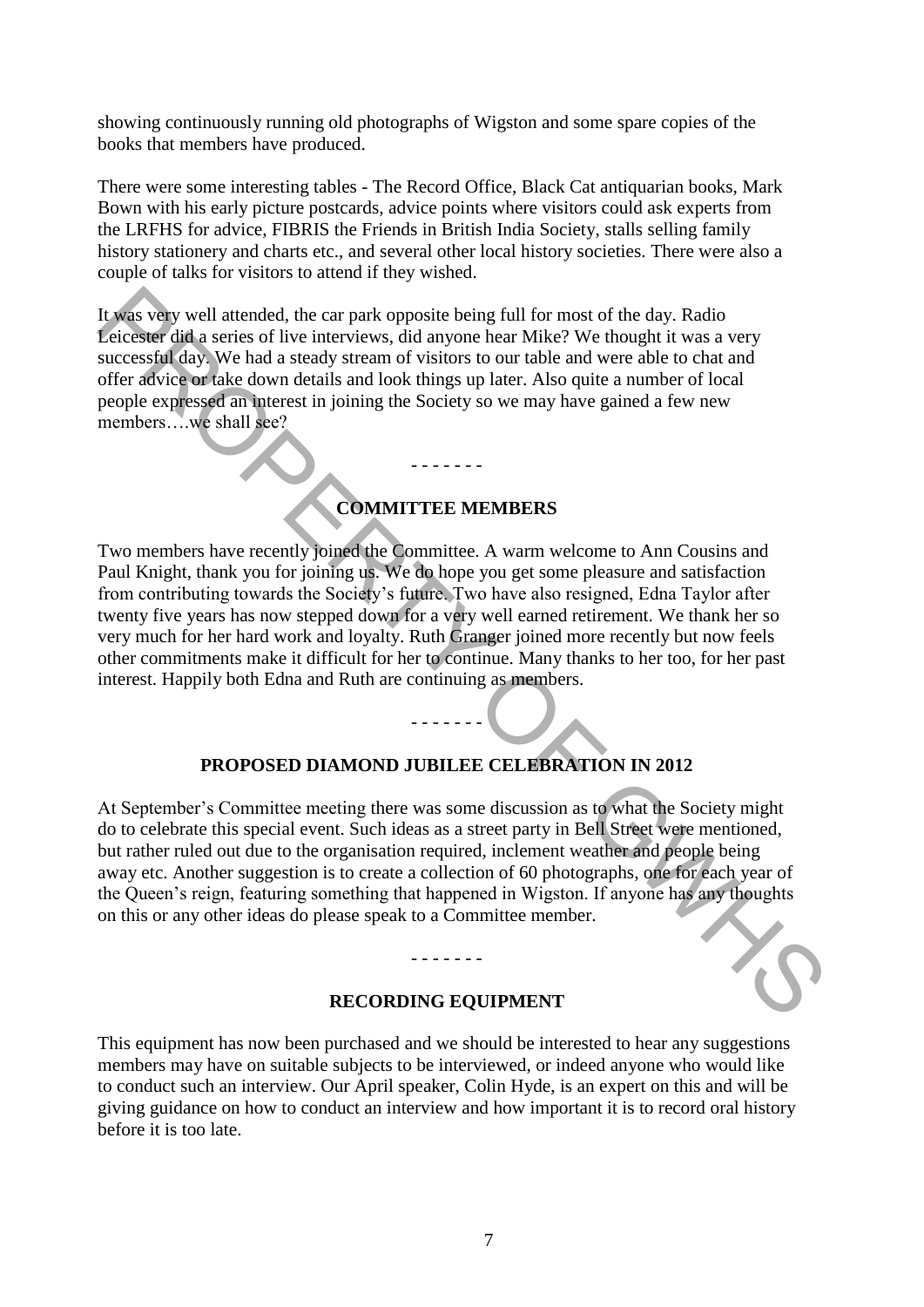showing continuously running old photographs of Wigston and some spare copies of the books that members have produced.

There were some interesting tables - The Record Office, Black Cat antiquarian books, Mark Bown with his early picture postcards, advice points where visitors could ask experts from the LRFHS for advice, FIBRIS the Friends in British India Society, stalls selling family history stationery and charts etc., and several other local history societies. There were also a couple of talks for visitors to attend if they wished.

It was very well attended, the car park opposite being full for most of the day. Radio Leicester did a series of live interviews, did anyone hear Mike? We thought it was a very successful day. We had a steady stream of visitors to our table and were able to chat and offer advice or take down details and look things up later. Also quite a number of local people expressed an interest in joining the Society so we may have gained a few new members….we shall see?

- - - - - - -

## COMMITTEE MEMBERS

Two members have recently joined the Committee. A warm welcome to Ann Cousins and Paul Knight, thank you for joining us. We do hope you get some pleasure and satisfaction from contributing towards the Society's future. Two have also resigned, Edna Taylor after twenty five years has now stepped down for a very well earned retirement. We thank her so very much for her hard work and loyalty. Ruth Granger joined more recently but now feels other commitments make it difficult for her to continue. Many thanks to her too, for her past interest. Happily both Edna and Ruth are continuing as members.

- - - - - - -

## PROPOSED DIAMOND JUBILEE CELEBRATION IN 2012

At September's Committee meeting there was some discussion as to what the Society might do to celebrate this special event. Such ideas as a street party in Bell Street were mentioned, but rather ruled out due to the organisation required, inclement weather and people being away etc. Another suggestion is to create a collection of 60 photographs, one for each year of the Queen's reign, featuring something that happened in Wigston. If anyone has any thoughts on this or any other ideas do please speak to a Committee member.

- - - - - - -

## RECORDING EQUIPMENT

This equipment has now been purchased and we should be interested to hear any suggestions members may have on suitable subjects to be interviewed, or indeed anyone who would like to conduct such an interview. Our April speaker, Colin Hyde, is an expert on this and will be giving guidance on how to conduct an interview and how important it is to record oral history before it is too late.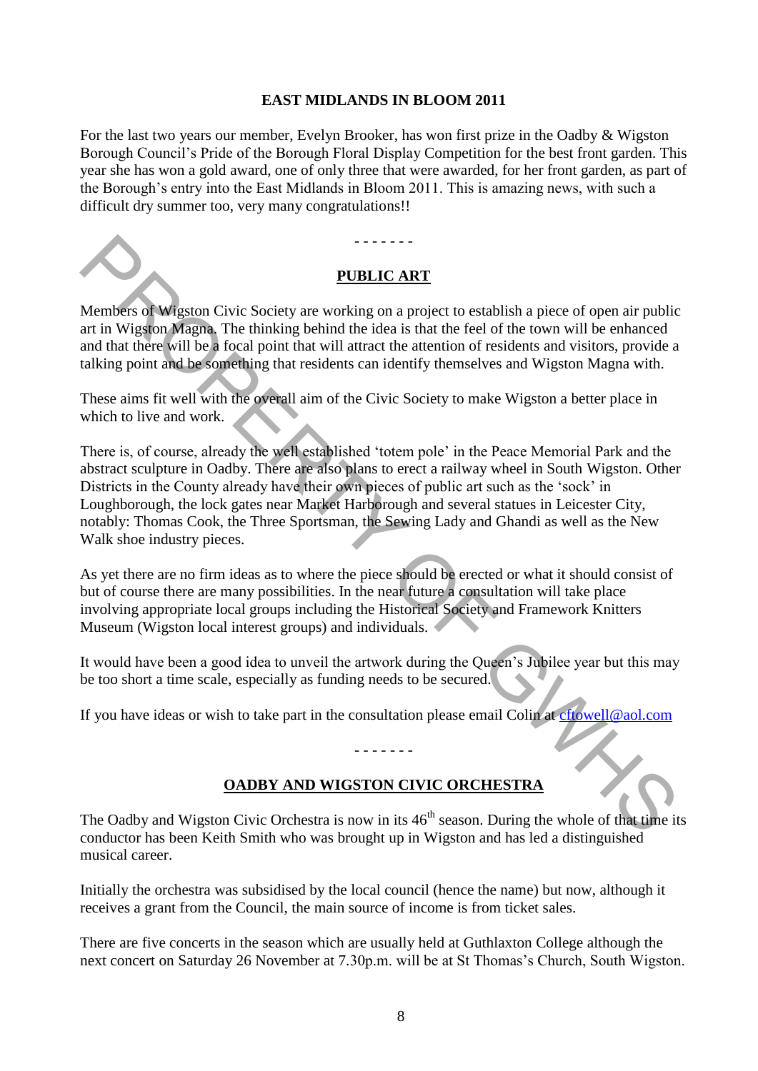**EAST MIDLANDS IN BLOOM 2011**

For the last two years our member, Evelyn Brooker, has won first prize in the Oadby & Wigston Borough Council's Pride of the Borough Floral Display Competition for the best front garden. This year she has won a gold award, one of only three that were awarded, for her front garden, as part of the Borough's entry into the East Midlands in Bloom 2011. This is amazing news, with such a difficult dry summer too, very many congratulations!!

- - - - - - -

## PUBLIC ART

Members of Wigston Civic Society are working on a project to establish a piece of open air public art in Wigston Magna. The thinking behind the idea is that the feel of the town will be enhanced and that there will be a focal point that will attract the attention of residents and visitors, provide a talking point and be something that residents can identify themselves and Wigston Magna with.

These aims fit well with the overall aim of the Civic Society to make Wigston a better place in which to live and work.

There is, of course, already the well established 'totem pole' in the Peace Memorial Park and the abstract sculpture in Oadby. There are also plans to erect a railway wheel in South Wigston. Other Districts in the County already have their own pieces of public art such as the 'sock' in Loughborough, the lock gates near Market Harborough and several statues in Leicester City, notably: Thomas Cook, the Three Sportsman, the Sewing Lady and Ghandi as well as the New Walk shoe industry pieces.

As yet there are no firm ideas as to where the piece should be erected or what it should consist of but of course there are many possibilities. In the near future a consultation will take place involving appropriate local groups including the Historical Society and Framework Knitters Museum (Wigston local interest groups) and individuals.

It would have been a good idea to unveil the artwork during the Queen's Jubilee year but this may be too short a time scale, especially as funding needs to be secured.

If you have ideas or wish to take part in the consultation please email Colin at cftowell@aol.com

- - - - - - -

## OADBY AND WIGSTON CIVIC ORCHESTRA

The Oadby and Wigston Civic Orchestra is now in its 46th season. During the whole of that time its conductor has been Keith Smith who was brought up in Wigston and has led a distinguished musical career.

Initially the orchestra was subsidised by the local council (hence the name) but now, although it receives a grant from the Council, the main source of income is from ticket sales.

There are five concerts in the season which are usually held at Guthlaxton College although the next concert on Saturday 26 November at 7.30p.m. will be at St Thomas's Church, South Wigston.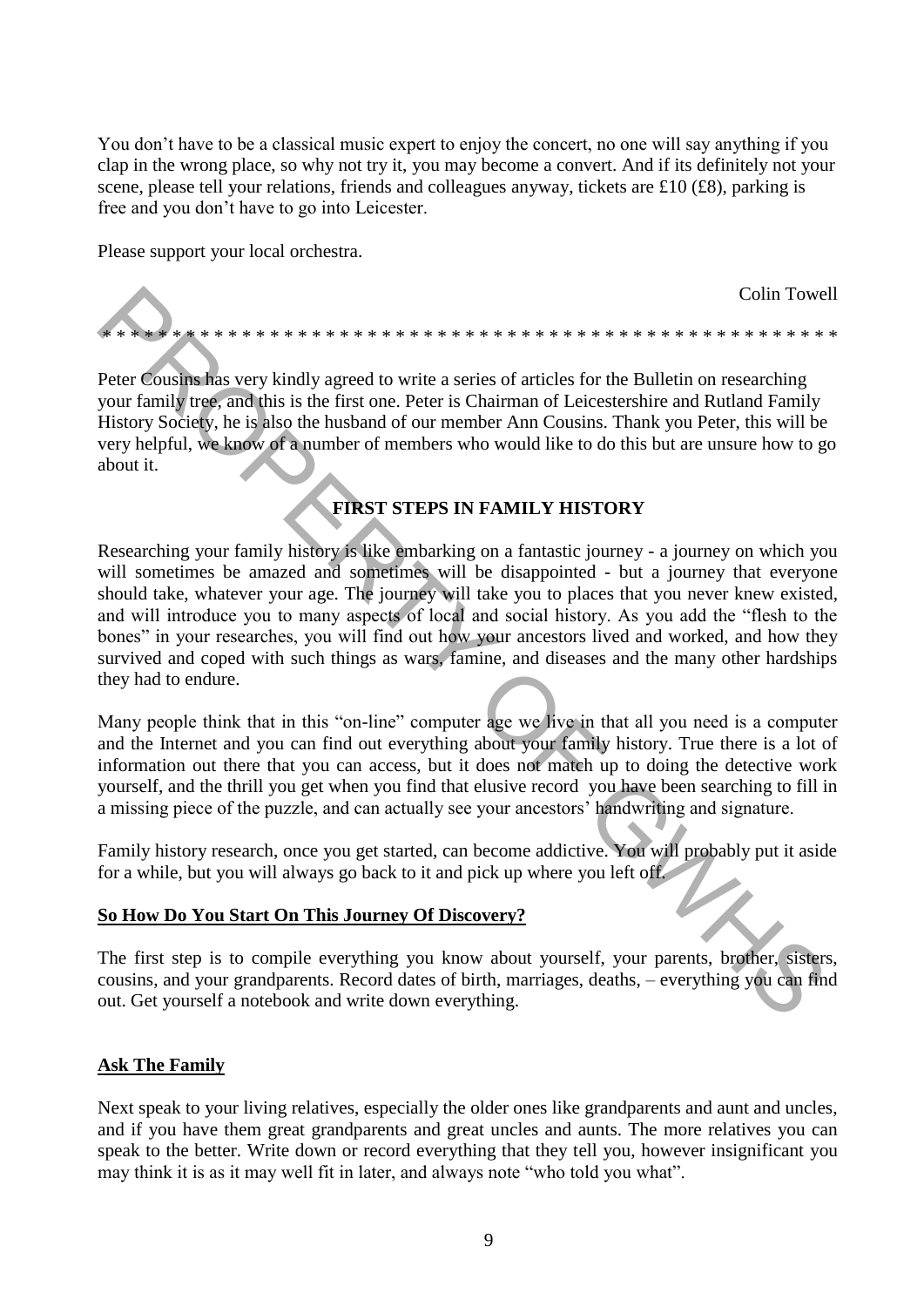You don't have to be a classical music expert to enjoy the concert, no one will say anything if you clap in the wrong place, so why not try it, you may become a convert. And if its definitely not your scene, please tell your relations, friends and colleagues anyway, tickets are £10 (£8), parking is free and you don't have to go into Leicester.

Please support your local orchestra.

Colin Towell

* * * * * * * * * * * * * * * * * * * * * * * * * * * * * * * * * * * * * * * * * * * * * * * * *

Peter Cousins has very kindly agreed to write a series of articles for the Bulletin on researching your family tree, and this is the first one. Peter is Chairman of Leicestershire and Rutland Family History Society, he is also the husband of our member Ann Cousins. Thank you Peter, this will be very helpful, we know of a number of members who would like to do this but are unsure how to go about it.

## FIRST STEPS IN FAMILY HISTORY

Researching your family history is like embarking on a fantastic journey - a journey on which you will sometimes be amazed and sometimes will be disappointed - but a journey that everyone should take, whatever your age. The journey will take you to places that you never knew existed, and will introduce you to many aspects of local and social history. As you add the "flesh to the bones" in your researches, you will find out how your ancestors lived and worked, and how they survived and coped with such things as wars, famine, and diseases and the many other hardships they had to endure.

Many people think that in this "on-line" computer age we live in that all you need is a computer and the Internet and you can find out everything about your family history. True there is a lot of information out there that you can access, but it does not match up to doing the detective work yourself, and the thrill you get when you find that elusive record you have been searching to fill in a missing piece of the puzzle, and can actually see your ancestors' handwriting and signature.

Family history research, once you get started, can become addictive. You will probably put it aside for a while, but you will always go back to it and pick up where you left off.

### So How Do You Start On This Journey Of Discovery?

The first step is to compile everything you know about yourself, your parents, brother, sisters, cousins, and your grandparents. Record dates of birth, marriages, deaths, – everything you can find out. Get yourself a notebook and write down everything.

### Ask The Family

Next speak to your living relatives, especially the older ones like grandparents and aunt and uncles, and if you have them great grandparents and great uncles and aunts. The more relatives you can speak to the better. Write down or record everything that they tell you, however insignificant you may think it is as it may well fit in later, and always note "who told you what".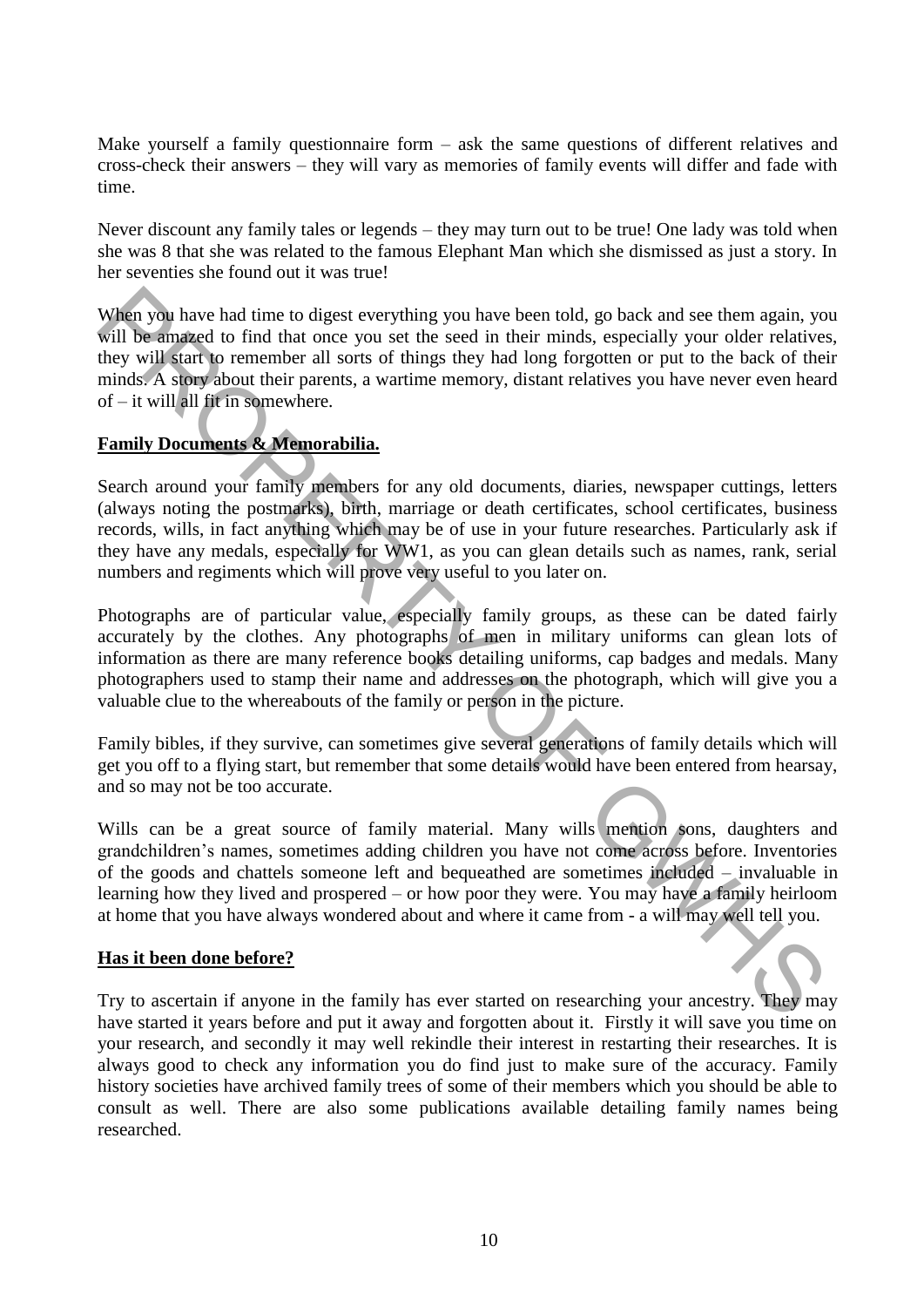Make yourself a family questionnaire form – ask the same questions of different relatives and cross-check their answers – they will vary as memories of family events will differ and fade with time.

Never discount any family tales or legends – they may turn out to be true! One lady was told when she was 8 that she was related to the famous Elephant Man which she dismissed as just a story. In her seventies she found out it was true!

When you have had time to digest everything you have been told, go back and see them again, you will be amazed to find that once you set the seed in their minds, especially your older relatives, they will start to remember all sorts of things they had long forgotten or put to the back of their minds. A story about their parents, a wartime memory, distant relatives you have never even heard of – it will all fit in somewhere.

**Family Documents & Memorabilia.**

Search around your family members for any old documents, diaries, newspaper cuttings, letters (always noting the postmarks), birth, marriage or death certificates, school certificates, business records, wills, in fact anything which may be of use in your future researches. Particularly ask if they have any medals, especially for WW1, as you can glean details such as names, rank, serial numbers and regiments which will prove very useful to you later on.

Photographs are of particular value, especially family groups, as these can be dated fairly accurately by the clothes. Any photographs of men in military uniforms can glean lots of information as there are many reference books detailing uniforms, cap badges and medals. Many photographers used to stamp their name and addresses on the photograph, which will give you a valuable clue to the whereabouts of the family or person in the picture.

Family bibles, if they survive, can sometimes give several generations of family details which will get you off to a flying start, but remember that some details would have been entered from hearsay, and so may not be too accurate.

Wills can be a great source of family material. Many wills mention sons, daughters and grandchildren's names, sometimes adding children you have not come across before. Inventories of the goods and chattels someone left and bequeathed are sometimes included – invaluable in learning how they lived and prospered – or how poor they were. You may have a family heirloom at home that you have always wondered about and where it came from - a will may well tell you.

**Has it been done before?**

Try to ascertain if anyone in the family has ever started on researching your ancestry. They may have started it years before and put it away and forgotten about it. Firstly it will save you time on your research, and secondly it may well rekindle their interest in restarting their researches. It is always good to check any information you do find just to make sure of the accuracy. Family history societies have archived family trees of some of their members which you should be able to consult as well. There are also some publications available detailing family names being researched.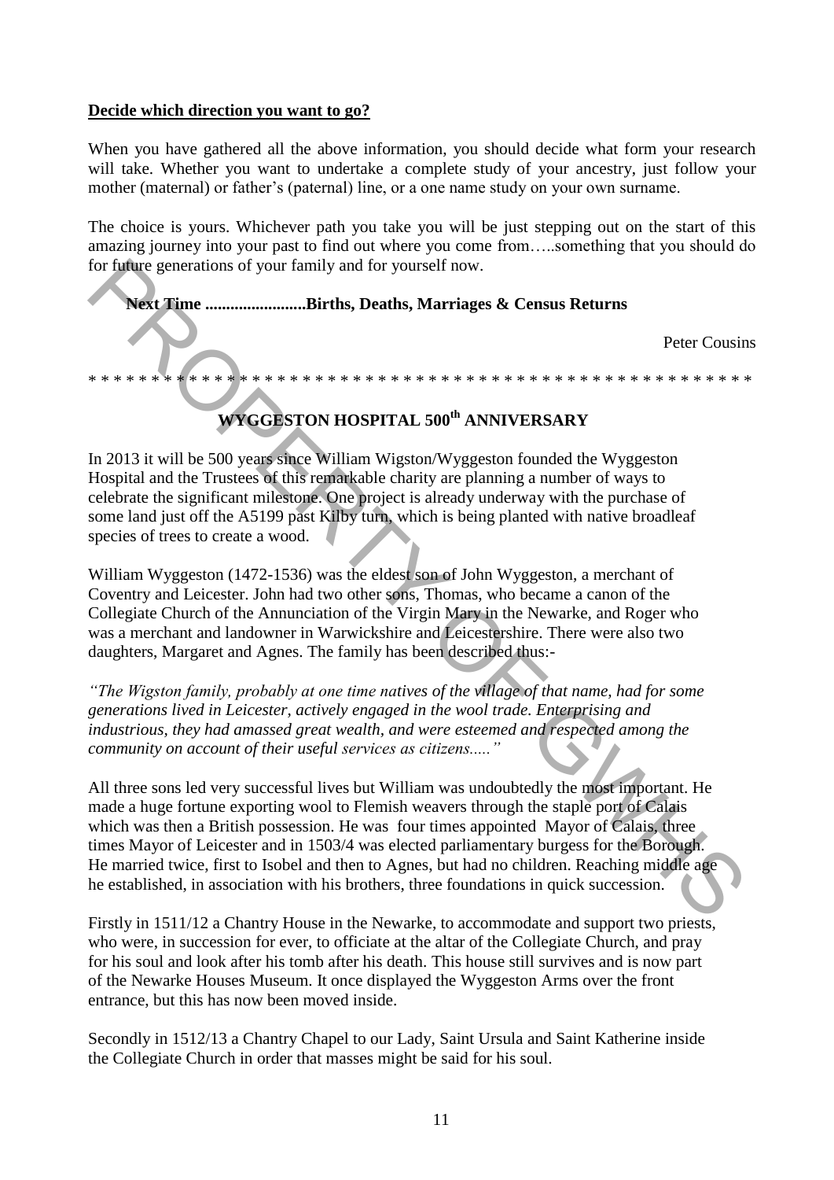**Decide which direction you want to go?**

When you have gathered all the above information, you should decide what form your research will take. Whether you want to undertake a complete study of your ancestry, just follow your mother (maternal) or father's (paternal) line, or a one name study on your own surname.

The choice is yours. Whichever path you take you will be just stepping out on the start of this amazing journey into your past to find out where you come from…..something that you should do for future generations of your family and for yourself now.

**Next Time ........................Births, Deaths, Marriages & Census Returns**

Peter Cousins

\* \* \* \* \* \* \* \* \* \* \* \* \* \* \* \* \* \* \* \* \* \* \* \* \* \* \* \* \* \* \* \* \* \* \* \* \* \* \* \* \* \* \* \* \* \* \* \* \* \* \* \* \*

## WYGGESTON HOSPITAL 500th ANNIVERSARY

In 2013 it will be 500 years since William Wigston/Wyggeston founded the Wyggeston Hospital and the Trustees of this remarkable charity are planning a number of ways to celebrate the significant milestone. One project is already underway with the purchase of some land just off the A5199 past Kilby turn, which is being planted with native broadleaf species of trees to create a wood.

William Wyggeston (1472-1536) was the eldest son of John Wyggeston, a merchant of Coventry and Leicester. John had two other sons, Thomas, who became a canon of the Collegiate Church of the Annunciation of the Virgin Mary in the Newarke, and Roger who was a merchant and landowner in Warwickshire and Leicestershire. There were also two daughters, Margaret and Agnes. The family has been described thus:-

*"The Wigston family, probably at one time natives of the village of that name, had for some generations lived in Leicester, actively engaged in the wool trade. Enterprising and industrious, they had amassed great wealth, and were esteemed and respected among the community on account of their useful services as citizens....."*

All three sons led very successful lives but William was undoubtedly the most important. He made a huge fortune exporting wool to Flemish weavers through the staple port of Calais which was then a British possession. He was four times appointed Mayor of Calais, three times Mayor of Leicester and in 1503/4 was elected parliamentary burgess for the Borough. He married twice, first to Isobel and then to Agnes, but had no children. Reaching middle age he established, in association with his brothers, three foundations in quick succession.

Firstly in 1511/12 a Chantry House in the Newarke, to accommodate and support two priests, who were, in succession for ever, to officiate at the altar of the Collegiate Church, and pray for his soul and look after his tomb after his death. This house still survives and is now part of the Newarke Houses Museum. It once displayed the Wyggeston Arms over the front entrance, but this has now been moved inside.

Secondly in 1512/13 a Chantry Chapel to our Lady, Saint Ursula and Saint Katherine inside the Collegiate Church in order that masses might be said for his soul.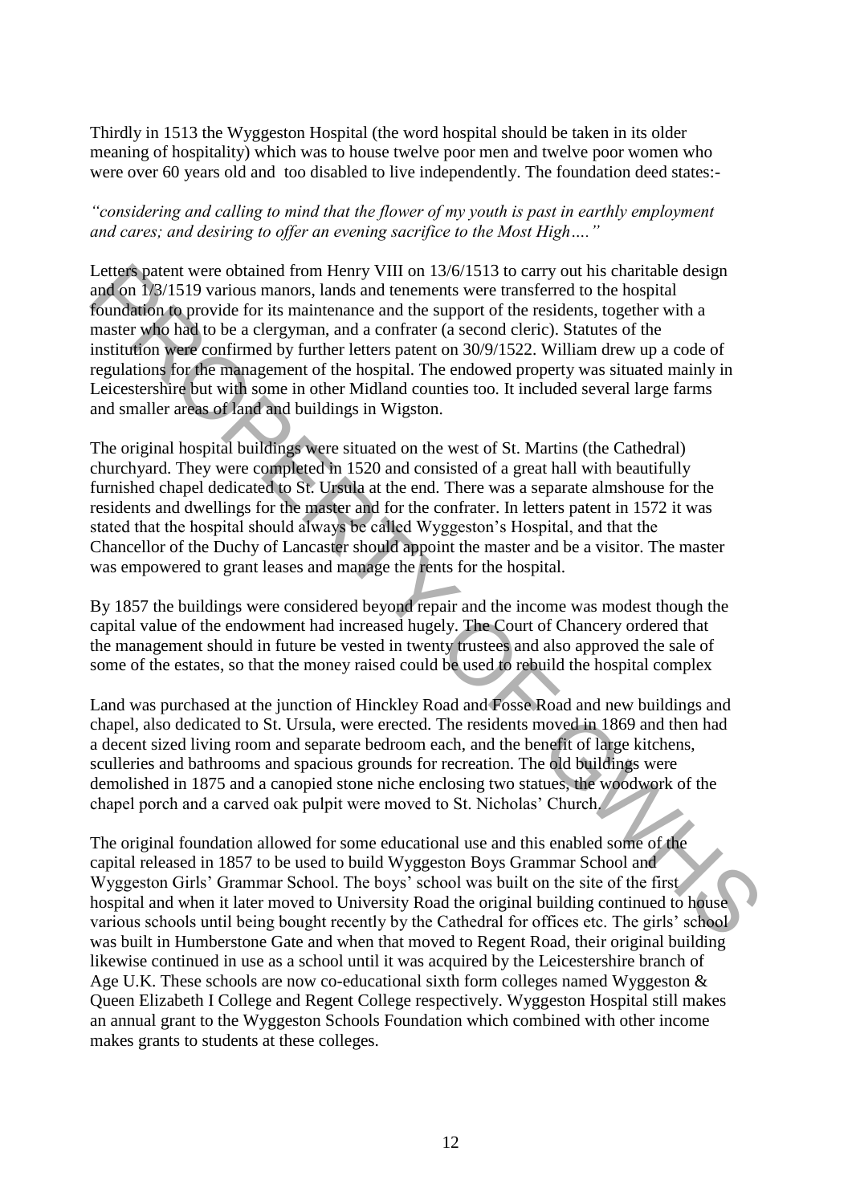Thirdly in 1513 the Wyggeston Hospital (the word hospital should be taken in its older meaning of hospitality) which was to house twelve poor men and twelve poor women who were over 60 years old and too disabled to live independently. The foundation deed states:-

*"considering and calling to mind that the flower of my youth is past in earthly employment and cares; and desiring to offer an evening sacrifice to the Most High…."*

Letters patent were obtained from Henry VIII on 13/6/1513 to carry out his charitable design and on 1/3/1519 various manors, lands and tenements were transferred to the hospital foundation to provide for its maintenance and the support of the residents, together with a master who had to be a clergyman, and a confrater (a second cleric). Statutes of the institution were confirmed by further letters patent on 30/9/1522. William drew up a code of regulations for the management of the hospital. The endowed property was situated mainly in Leicestershire but with some in other Midland counties too. It included several large farms and smaller areas of land and buildings in Wigston.

The original hospital buildings were situated on the west of St. Martins (the Cathedral) churchyard. They were completed in 1520 and consisted of a great hall with beautifully furnished chapel dedicated to St. Ursula at the end. There was a separate almshouse for the residents and dwellings for the master and for the confrater. In letters patent in 1572 it was stated that the hospital should always be called Wyggeston's Hospital, and that the Chancellor of the Duchy of Lancaster should appoint the master and be a visitor. The master was empowered to grant leases and manage the rents for the hospital.

By 1857 the buildings were considered beyond repair and the income was modest though the capital value of the endowment had increased hugely. The Court of Chancery ordered that the management should in future be vested in twenty trustees and also approved the sale of some of the estates, so that the money raised could be used to rebuild the hospital complex

Land was purchased at the junction of Hinckley Road and Fosse Road and new buildings and chapel, also dedicated to St. Ursula, were erected. The residents moved in 1869 and then had a decent sized living room and separate bedroom each, and the benefit of large kitchens, sculleries and bathrooms and spacious grounds for recreation. The old buildings were demolished in 1875 and a canopied stone niche enclosing two statues, the woodwork of the chapel porch and a carved oak pulpit were moved to St. Nicholas' Church.

The original foundation allowed for some educational use and this enabled some of the capital released in 1857 to be used to build Wyggeston Boys Grammar School and Wyggeston Girls' Grammar School. The boys' school was built on the site of the first hospital and when it later moved to University Road the original building continued to house various schools until being bought recently by the Cathedral for offices etc. The girls' school was built in Humberstone Gate and when that moved to Regent Road, their original building likewise continued in use as a school until it was acquired by the Leicestershire branch of Age U.K. These schools are now co-educational sixth form colleges named Wyggeston & Queen Elizabeth I College and Regent College respectively. Wyggeston Hospital still makes an annual grant to the Wyggeston Schools Foundation which combined with other income makes grants to students at these colleges.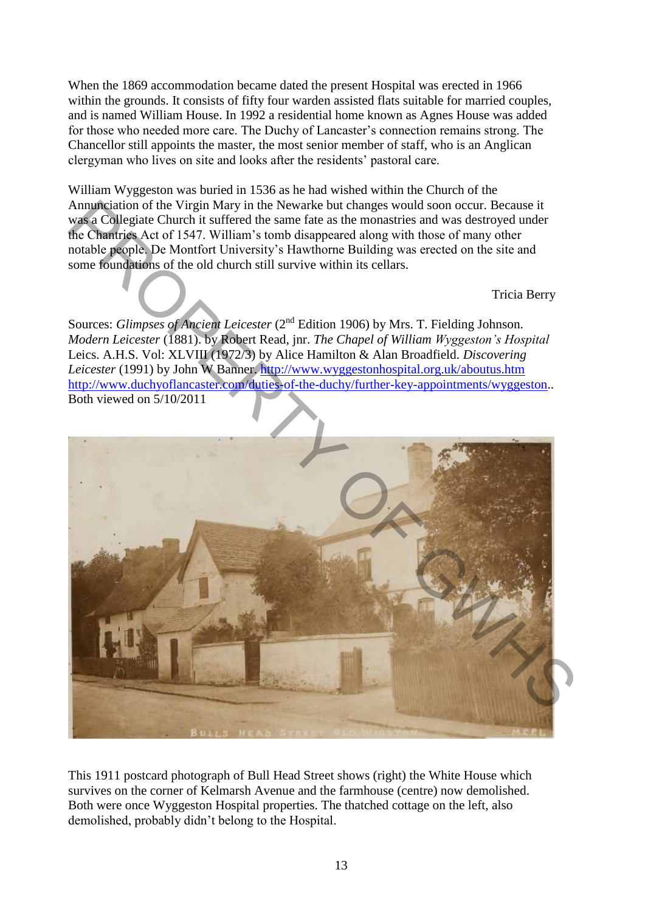When the 1869 accommodation became dated the present Hospital was erected in 1966 within the grounds. It consists of fifty four warden assisted flats suitable for married couples, and is named William House. In 1992 a residential home known as Agnes House was added for those who needed more care. The Duchy of Lancaster's connection remains strong. The Chancellor still appoints the master, the most senior member of staff, who is an Anglican clergyman who lives on site and looks after the residents' pastoral care.

William Wyggeston was buried in 1536 as he had wished within the Church of the Annunciation of the Virgin Mary in the Newarke but changes would soon occur. Because it was a Collegiate Church it suffered the same fate as the monastries and was destroyed under the Chantries Act of 1547. William's tomb disappeared along with those of many other notable people. De Montfort University's Hawthorne Building was erected on the site and some foundations of the old church still survive within its cellars.

Tricia Berry

Sources: *Glimpses of Ancient Leicester* (2nd Edition 1906) by Mrs. T. Fielding Johnson. *Modern Leicester* (1881). by Robert Read, jnr. *The Chapel of William Wyggeston's Hospital* Leics. A.H.S. Vol: XLVIII (1972/3) by Alice Hamilton & Alan Broadfield. *Discovering Leicester* (1991) by John W Banner. http://www.wyggestonhospital.org.uk/aboutus.htm http://www.duchyoflancaster.com/duties-of-the-duchy/further-key-appointments/wyggeston.. Both viewed on 5/10/2011

This 1911 postcard photograph of Bull Head Street shows (right) the White House which survives on the corner of Kelmarsh Avenue and the farmhouse (centre) now demolished. Both were once Wyggeston Hospital properties. The thatched cottage on the left, also demolished, probably didn't belong to the Hospital.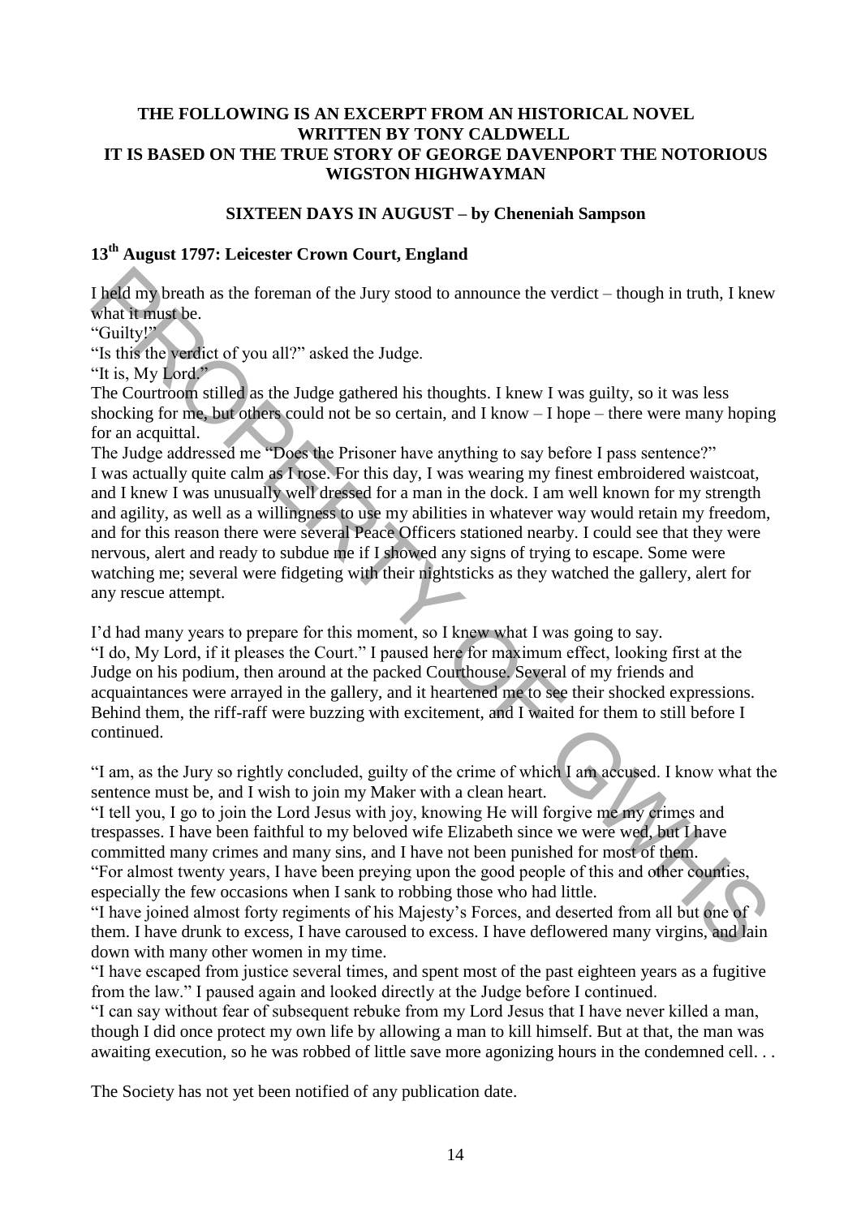**THE FOLLOWING IS AN EXCERPT FROM AN HISTORICAL NOVEL WRITTEN BY TONY CALDWELL IT IS BASED ON THE TRUE STORY OF GEORGE DAVENPORT THE NOTORIOUS WIGSTON HIGHWAYMAN**

**SIXTEEN DAYS IN AUGUST – by Cheneniah Sampson**

**13th August 1797: Leicester Crown Court, England**

I held my breath as the foreman of the Jury stood to announce the verdict – though in truth, I knew what it must be.

"Guilty!"

"Is this the verdict of you all?" asked the Judge.

"It is, My Lord."

The Courtroom stilled as the Judge gathered his thoughts. I knew I was guilty, so it was less shocking for me, but others could not be so certain, and I know – I hope – there were many hoping for an acquittal.

The Judge addressed me "Does the Prisoner have anything to say before I pass sentence?"

I was actually quite calm as I rose. For this day, I was wearing my finest embroidered waistcoat, and I knew I was unusually well dressed for a man in the dock. I am well known for my strength and agility, as well as a willingness to use my abilities in whatever way would retain my freedom, and for this reason there were several Peace Officers stationed nearby. I could see that they were nervous, alert and ready to subdue me if I showed any signs of trying to escape. Some were watching me; several were fidgeting with their nightsticks as they watched the gallery, alert for any rescue attempt.

I'd had many years to prepare for this moment, so I knew what I was going to say.

"I do, My Lord, if it pleases the Court." I paused here for maximum effect, looking first at the Judge on his podium, then around at the packed Courthouse. Several of my friends and acquaintances were arrayed in the gallery, and it heartened me to see their shocked expressions. Behind them, the riff-raff were buzzing with excitement, and I waited for them to still before I continued.

"I am, as the Jury so rightly concluded, guilty of the crime of which I am accused. I know what the sentence must be, and I wish to join my Maker with a clean heart.

"I tell you, I go to join the Lord Jesus with joy, knowing He will forgive me my crimes and trespasses. I have been faithful to my beloved wife Elizabeth since we were wed, but I have committed many crimes and many sins, and I have not been punished for most of them.

"For almost twenty years, I have been preying upon the good people of this and other counties, especially the few occasions when I sank to robbing those who had little.

"I have joined almost forty regiments of his Majesty's Forces, and deserted from all but one of them. I have drunk to excess, I have caroused to excess. I have deflowered many virgins, and lain down with many other women in my time.

"I have escaped from justice several times, and spent most of the past eighteen years as a fugitive from the law." I paused again and looked directly at the Judge before I continued.

"I can say without fear of subsequent rebuke from my Lord Jesus that I have never killed a man, though I did once protect my own life by allowing a man to kill himself. But at that, the man was awaiting execution, so he was robbed of little save more agonizing hours in the condemned cell. . .

The Society has not yet been notified of any publication date.